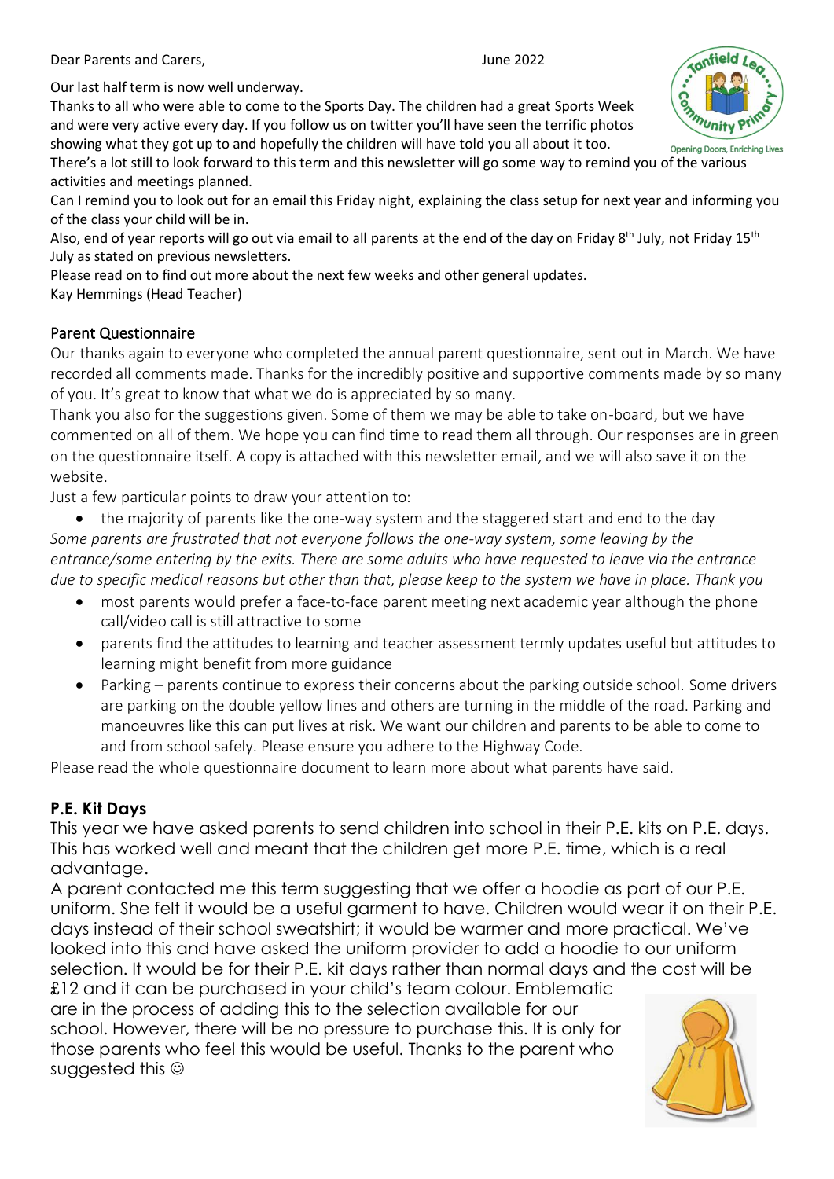Dear Parents and Carers, June 2022

Our last half term is now well underway.

Thanks to all who were able to come to the Sports Day. The children had a great Sports Week and were very active every day. If you follow us on twitter you'll have seen the terrific photos showing what they got up to and hopefully the children will have told you all about it too.

There's a lot still to look forward to this term and this newsletter will go some way to remind you of the various activities and meetings planned.

Can I remind you to look out for an email this Friday night, explaining the class setup for next year and informing you of the class your child will be in.

Also, end of year reports will go out via email to all parents at the end of the day on Friday 8th July, not Friday 15th July as stated on previous newsletters.

Please read on to find out more about the next few weeks and other general updates.

Kay Hemmings (Head Teacher)

## Parent Questionnaire

Our thanks again to everyone who completed the annual parent questionnaire, sent out in March. We have recorded all comments made. Thanks for the incredibly positive and supportive comments made by so many of you. It's great to know that what we do is appreciated by so many.

Thank you also for the suggestions given. Some of them we may be able to take on-board, but we have commented on all of them. We hope you can find time to read them all through. Our responses are in green on the questionnaire itself. A copy is attached with this newsletter email, and we will also save it on the website.

Just a few particular points to draw your attention to:

- the majority of parents like the one-way system and the staggered start and end to the day

*Some parents are frustrated that not everyone follows the one-way system, some leaving by the entrance/some entering by the exits. There are some adults who have requested to leave via the entrance due to specific medical reasons but other than that, please keep to the system we have in place. Thank you*

- most parents would prefer a face-to-face parent meeting next academic year although the phone call/video call is still attractive to some
- parents find the attitudes to learning and teacher assessment termly updates useful but attitudes to learning might benefit from more guidance
- Parking – parents continue to express their concerns about the parking outside school. Some drivers are parking on the double yellow lines and others are turning in the middle of the road. Parking and manoeuvres like this can put lives at risk. We want our children and parents to be able to come to and from school safely. Please ensure you adhere to the Highway Code.

Please read the whole questionnaire document to learn more about what parents have said.

## P.E. Kit Days

This year we have asked parents to send children into school in their P.E. kits on P.E. days. This has worked well and meant that the children get more P.E. time, which is a real advantage.

A parent contacted me this term suggesting that we offer a hoodie as part of our P.E. uniform. She felt it would be a useful garment to have. Children would wear it on their P.E. days instead of their school sweatshirt; it would be warmer and more practical. We've looked into this and have asked the uniform provider to add a hoodie to our uniform selection. It would be for their P.E. kit days rather than normal days and the cost will be £12 and it can be purchased in your child's team colour. Emblematic are in the process of adding this to the selection available for our school. However, there will be no pressure to purchase this. It is only for those parents who feel this would be useful. Thanks to the parent who suggested this ☺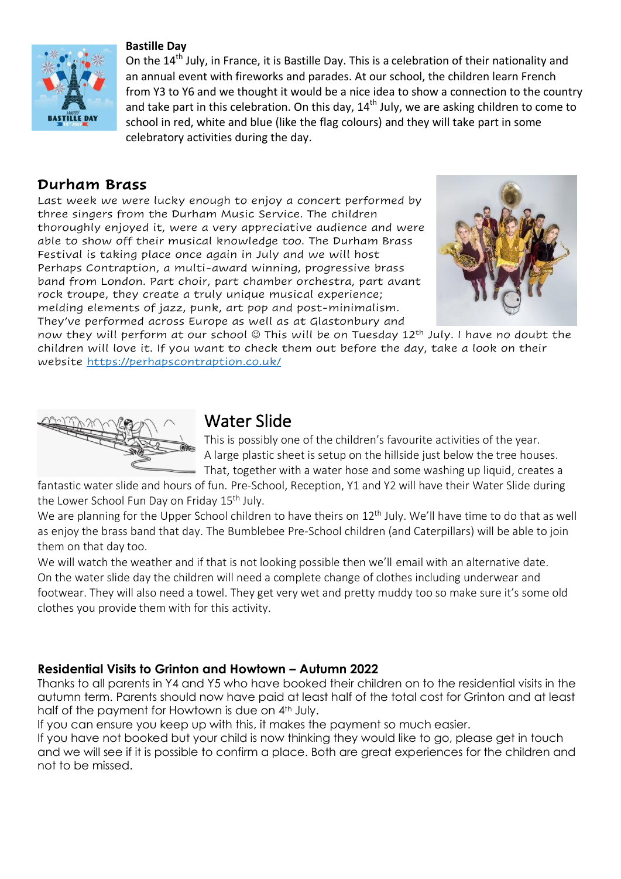**Bastille Day**

On the 14th July, in France, it is Bastille Day. This is a celebration of their nationality and an annual event with fireworks and parades. At our school, the children learn French from Y3 to Y6 and we thought it would be a nice idea to show a connection to the country and take part in this celebration. On this day, 14th July, we are asking children to come to school in red, white and blue (like the flag colours) and they will take part in some celebratory activities during the day.

## Durham Brass

Last week we were lucky enough to enjoy a concert performed by three singers from the Durham Music Service. The children thoroughly enjoyed it, were a very appreciative audience and were able to show off their musical knowledge too. The Durham Brass Festival is taking place once again in July and we will host Perhaps Contraption, a multi-award winning, progressive brass band from London. Part choir, part chamber orchestra, part avant rock troupe, they create a truly unique musical experience; melding elements of jazz, punk, art pop and post-minimalism. They've performed across Europe as well as at Glastonbury and now they will perform at our school ☺ This will be on Tuesday 12th July. I have no doubt the children will love it. If you want to check them out before the day, take a look on their website https://perhapscontraption.co.uk/

## Water Slide

This is possibly one of the children's favourite activities of the year. A large plastic sheet is setup on the hillside just below the tree houses. That, together with a water hose and some washing up liquid, creates a fantastic water slide and hours of fun. Pre-School, Reception, Y1 and Y2 will have their Water Slide during the Lower School Fun Day on Friday 15th July.

We are planning for the Upper School children to have theirs on 12th July. We'll have time to do that as well as enjoy the brass band that day. The Bumblebee Pre-School children (and Caterpillars) will be able to join them on that day too.

We will watch the weather and if that is not looking possible then we'll email with an alternative date.

On the water slide day the children will need a complete change of clothes including underwear and footwear. They will also need a towel. They get very wet and pretty muddy too so make sure it's some old clothes you provide them with for this activity.

**Residential Visits to Grinton and Howtown – Autumn 2022**

Thanks to all parents in Y4 and Y5 who have booked their children on to the residential visits in the autumn term. Parents should now have paid at least half of the total cost for Grinton and at least half of the payment for Howtown is due on 4th July.

If you can ensure you keep up with this, it makes the payment so much easier.

If you have not booked but your child is now thinking they would like to go, please get in touch and we will see if it is possible to confirm a place. Both are great experiences for the children and not to be missed.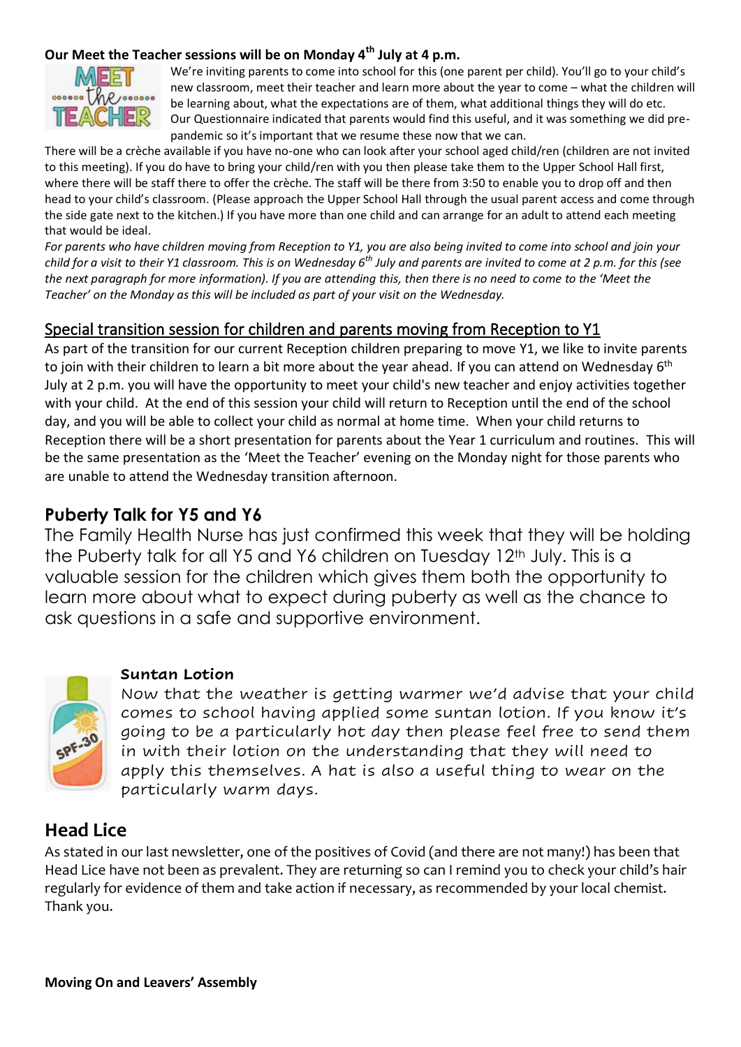**Our Meet the Teacher sessions will be on Monday 4th July at 4 p.m.**

We're inviting parents to come into school for this (one parent per child). You'll go to your child's new classroom, meet their teacher and learn more about the year to come – what the children will be learning about, what the expectations are of them, what additional things they will do etc. Our Questionnaire indicated that parents would find this useful, and it was something we did pre-pandemic so it's important that we resume these now that we can.

There will be a crèche available if you have no-one who can look after your school aged child/ren (children are not invited to this meeting). If you do have to bring your child/ren with you then please take them to the Upper School Hall first, where there will be staff there to offer the crèche. The staff will be there from 3:50 to enable you to drop off and then head to your child's classroom. (Please approach the Upper School Hall through the usual parent access and come through the side gate next to the kitchen.) If you have more than one child and can arrange for an adult to attend each meeting that would be ideal.

*For parents who have children moving from Reception to Y1, you are also being invited to come into school and join your child for a visit to their Y1 classroom. This is on Wednesday 6th July and parents are invited to come at 2 p.m. for this (see the next paragraph for more information). If you are attending this, then there is no need to come to the 'Meet the Teacher' on the Monday as this will be included as part of your visit on the Wednesday.*

## Special transition session for children and parents moving from Reception to Y1

As part of the transition for our current Reception children preparing to move Y1, we like to invite parents to join with their children to learn a bit more about the year ahead. If you can attend on Wednesday 6th July at 2 p.m. you will have the opportunity to meet your child's new teacher and enjoy activities together with your child. At the end of this session your child will return to Reception until the end of the school day, and you will be able to collect your child as normal at home time. When your child returns to Reception there will be a short presentation for parents about the Year 1 curriculum and routines. This will be the same presentation as the 'Meet the Teacher' evening on the Monday night for those parents who are unable to attend the Wednesday transition afternoon.

## Puberty Talk for Y5 and Y6

The Family Health Nurse has just confirmed this week that they will be holding the Puberty talk for all Y5 and Y6 children on Tuesday 12th July. This is a valuable session for the children which gives them both the opportunity to learn more about what to expect during puberty as well as the chance to ask questions in a safe and supportive environment.

### Suntan Lotion

Now that the weather is getting warmer we'd advise that your child comes to school having applied some suntan lotion. If you know it's going to be a particularly hot day then please feel free to send them in with their lotion on the understanding that they will need to apply this themselves. A hat is also a useful thing to wear on the particularly warm days.

## Head Lice

As stated in our last newsletter, one of the positives of Covid (and there are not many!) has been that Head Lice have not been as prevalent. They are returning so can I remind you to check your child's hair regularly for evidence of them and take action if necessary, as recommended by your local chemist. Thank you.

**Moving On and Leavers' Assembly**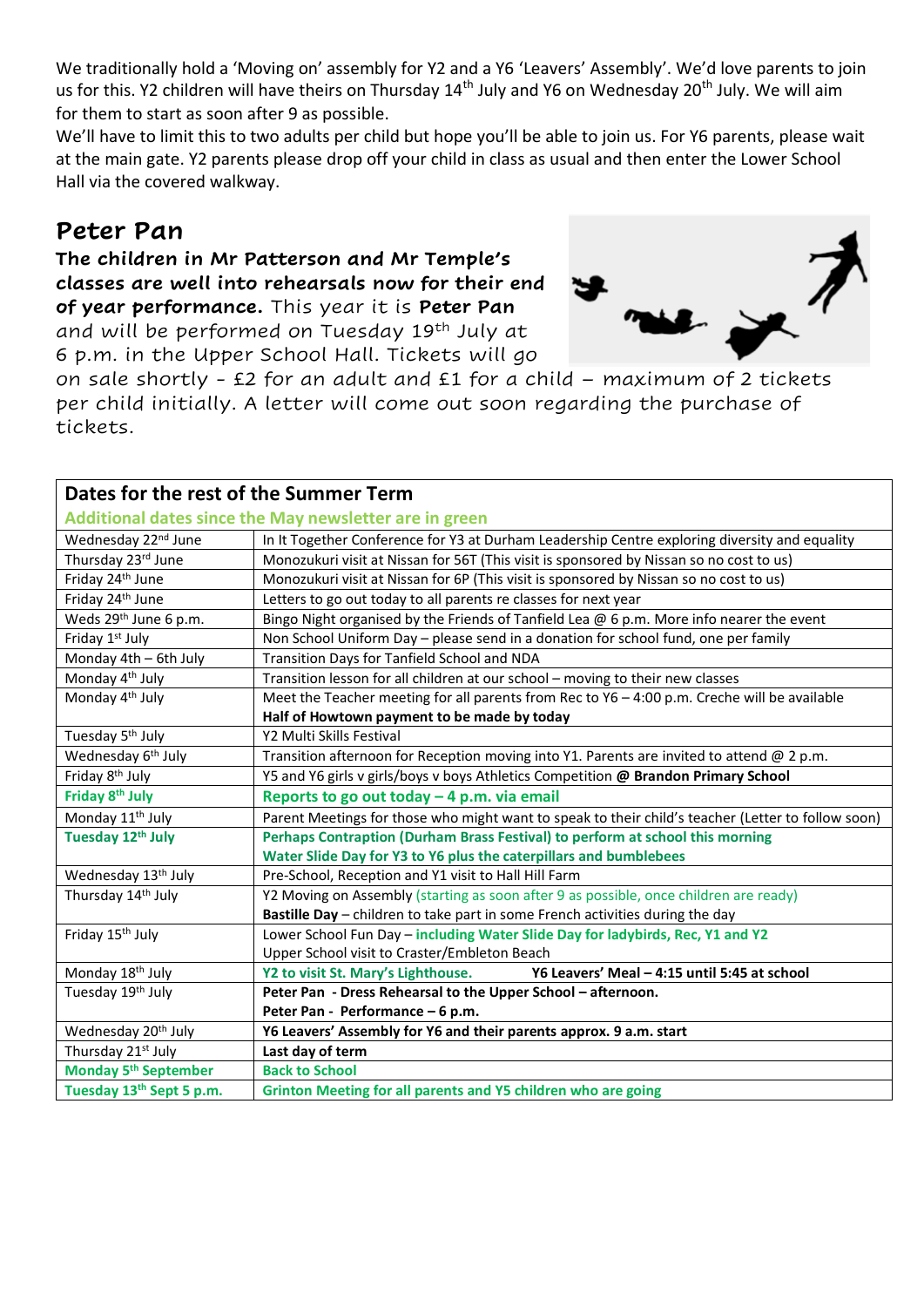We traditionally hold a 'Moving on' assembly for Y2 and a Y6 'Leavers' Assembly'. We'd love parents to join us for this. Y2 children will have theirs on Thursday 14th July and Y6 on Wednesday 20th July. We will aim for them to start as soon after 9 as possible.

We'll have to limit this to two adults per child but hope you'll be able to join us. For Y6 parents, please wait at the main gate. Y2 parents please drop off your child in class as usual and then enter the Lower School Hall via the covered walkway.

## Peter Pan

**The children in Mr Patterson and Mr Temple's classes are well into rehearsals now for their end of year performance.** This year it is **Peter Pan** and will be performed on Tuesday 19th July at 6 p.m. in the Upper School Hall. Tickets will go on sale shortly - £2 for an adult and £1 for a child – maximum of 2 tickets per child initially. A letter will come out soon regarding the purchase of tickets.

| Dates for the rest of the Summer Term | |
|---|---|
| Additional dates since the May newsletter are in green | |
| Wednesday 22nd June | In It Together Conference for Y3 at Durham Leadership Centre exploring diversity and equality |
| Thursday 23rd June | Monozukuri visit at Nissan for 56T (This visit is sponsored by Nissan so no cost to us) |
| Friday 24th June | Monozukuri visit at Nissan for 6P (This visit is sponsored by Nissan so no cost to us) |
| Friday 24th June | Letters to go out today to all parents re classes for next year |
| Weds 29th June 6 p.m. | Bingo Night organised by the Friends of Tanfield Lea @ 6 p.m. More info nearer the event |
| Friday 1st July | Non School Uniform Day – please send in a donation for school fund, one per family |
| Monday 4th – 6th July | Transition Days for Tanfield School and NDA |
| Monday 4th July | Transition lesson for all children at our school – moving to their new classes |
| Monday 4th July | Meet the Teacher meeting for all parents from Rec to Y6 – 4:00 p.m. Creche will be available<br>**Half of Howtown payment to be made by today** |
| Tuesday 5th July | Y2 Multi Skills Festival |
| Wednesday 6th July | Transition afternoon for Reception moving into Y1. Parents are invited to attend @ 2 p.m. |
| Friday 8th July | Y5 and Y6 girls v girls/boys v boys Athletics Competition **@ Brandon Primary School** |
| **Friday 8th July** | **Reports to go out today – 4 p.m. via email** |
| Monday 11th July | Parent Meetings for those who might want to speak to their child's teacher (Letter to follow soon) |
| **Tuesday 12th July** | **Perhaps Contraption (Durham Brass Festival) to perform at school this morning**<br>**Water Slide Day for Y3 to Y6 plus the caterpillars and bumblebees** |
| Wednesday 13th July | Pre-School, Reception and Y1 visit to Hall Hill Farm |
| Thursday 14th July | Y2 Moving on Assembly (starting as soon after 9 as possible, once children are ready)<br>**Bastille Day** – children to take part in some French activities during the day |
| Friday 15th July | Lower School Fun Day – **including Water Slide Day for ladybirds, Rec, Y1 and Y2**<br>Upper School visit to Craster/Embleton Beach |
| Monday 18th July | **Y2 to visit St. Mary's Lighthouse.** **Y6 Leavers' Meal – 4:15 until 5:45 at school** |
| Tuesday 19th July | **Peter Pan - Dress Rehearsal to the Upper School – afternoon.**<br>**Peter Pan - Performance – 6 p.m.** |
| Wednesday 20th July | **Y6 Leavers' Assembly for Y6 and their parents approx. 9 a.m. start** |
| Thursday 21st July | **Last day of term** |
| **Monday 5th September** | **Back to School** |
| **Tuesday 13th Sept 5 p.m.** | **Grinton Meeting for all parents and Y5 children who are going** |